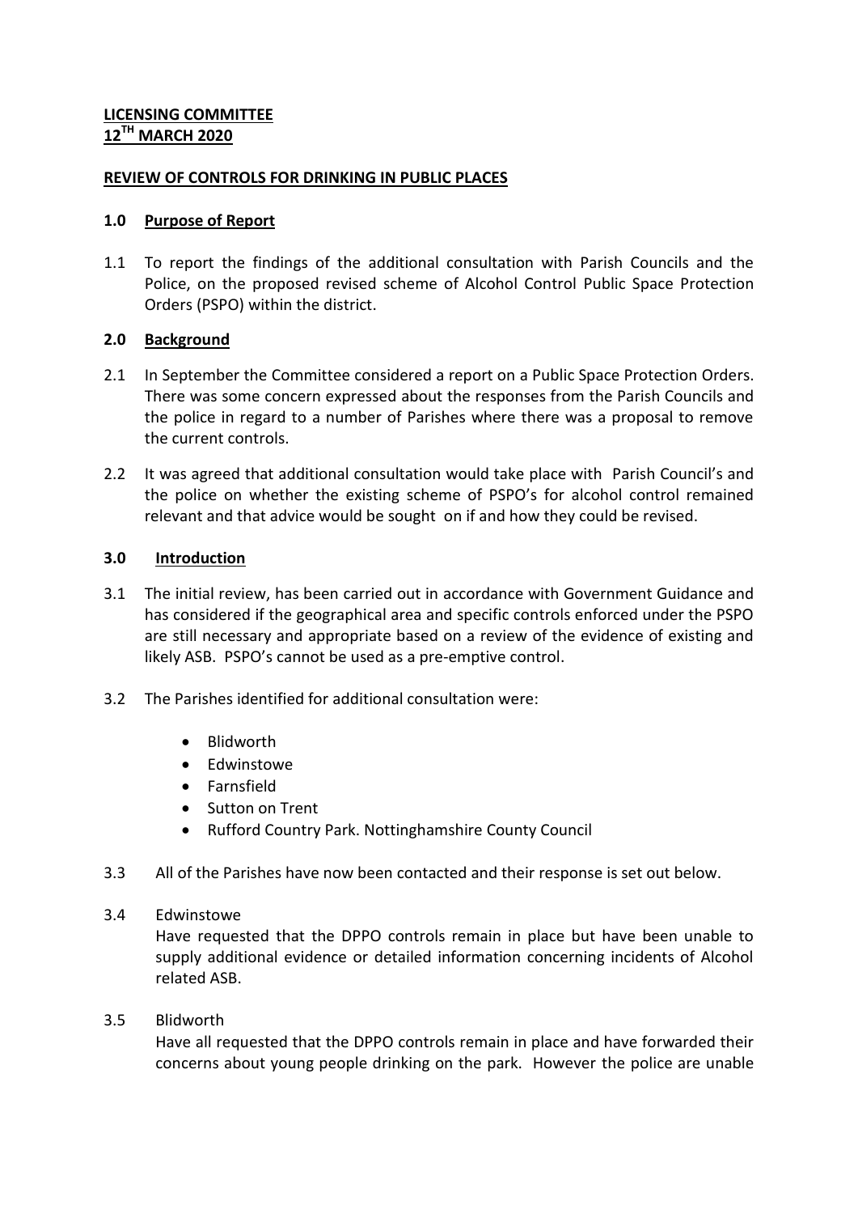**LICENSING COMMITTEE**
**12TH MARCH 2020**

**REVIEW OF CONTROLS FOR DRINKING IN PUBLIC PLACES**

**1.0 Purpose of Report**

1.1 To report the findings of the additional consultation with Parish Councils and the Police, on the proposed revised scheme of Alcohol Control Public Space Protection Orders (PSPO) within the district.

**2.0 Background**

2.1 In September the Committee considered a report on a Public Space Protection Orders. There was some concern expressed about the responses from the Parish Councils and the police in regard to a number of Parishes where there was a proposal to remove the current controls.

2.2 It was agreed that additional consultation would take place with Parish Council's and the police on whether the existing scheme of PSPO's for alcohol control remained relevant and that advice would be sought on if and how they could be revised.

**3.0 Introduction**

3.1 The initial review, has been carried out in accordance with Government Guidance and has considered if the geographical area and specific controls enforced under the PSPO are still necessary and appropriate based on a review of the evidence of existing and likely ASB. PSPO's cannot be used as a pre-emptive control.

3.2 The Parishes identified for additional consultation were:

- Blidworth
- Edwinstowe
- Farnsfield
- Sutton on Trent
- Rufford Country Park. Nottinghamshire County Council

3.3 All of the Parishes have now been contacted and their response is set out below.

3.4 Edwinstowe
Have requested that the DPPO controls remain in place but have been unable to supply additional evidence or detailed information concerning incidents of Alcohol related ASB.

3.5 Blidworth
Have all requested that the DPPO controls remain in place and have forwarded their concerns about young people drinking on the park. However the police are unable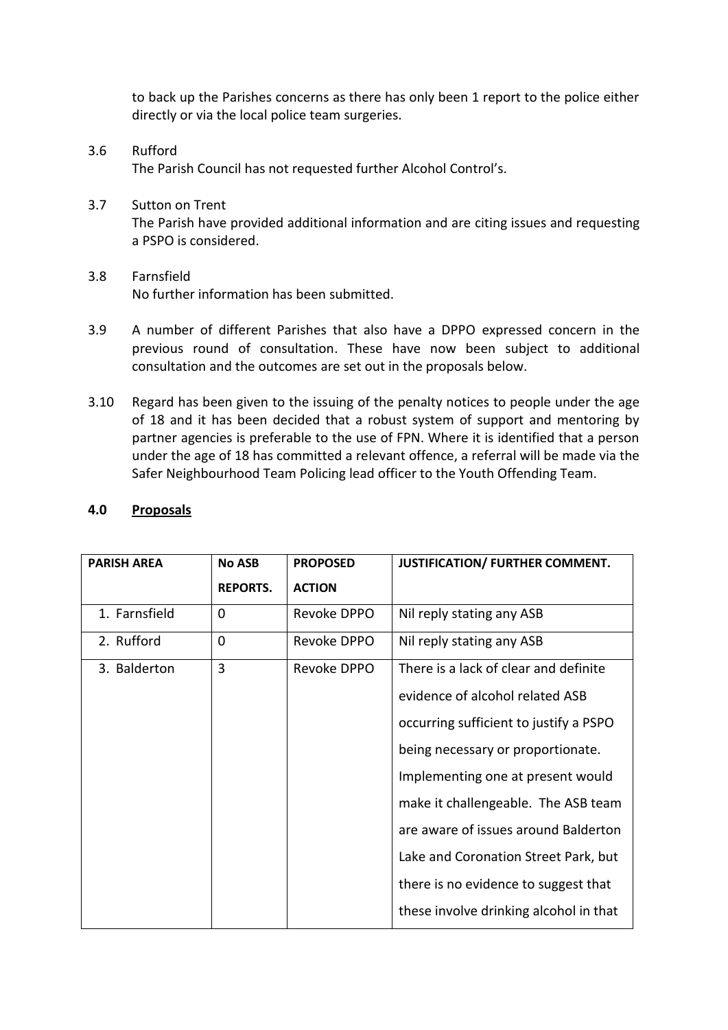to back up the Parishes concerns as there has only been 1 report to the police either directly or via the local police team surgeries.

3.6 Rufford
The Parish Council has not requested further Alcohol Control's.

3.7 Sutton on Trent
The Parish have provided additional information and are citing issues and requesting a PSPO is considered.

3.8 Farnsfield
No further information has been submitted.

3.9 A number of different Parishes that also have a DPPO expressed concern in the previous round of consultation. These have now been subject to additional consultation and the outcomes are set out in the proposals below.

3.10 Regard has been given to the issuing of the penalty notices to people under the age of 18 and it has been decided that a robust system of support and mentoring by partner agencies is preferable to the use of FPN. Where it is identified that a person under the age of 18 has committed a relevant offence, a referral will be made via the Safer Neighbourhood Team Policing lead officer to the Youth Offending Team.

## 4.0 Proposals

| PARISH AREA | No ASB REPORTS. | PROPOSED ACTION | JUSTIFICATION/ FURTHER COMMENT. |
|---|---|---|---|
| 1. Farnsfield | 0 | Revoke DPPO | Nil reply stating any ASB |
| 2. Rufford | 0 | Revoke DPPO | Nil reply stating any ASB |
| 3. Balderton | 3 | Revoke DPPO | There is a lack of clear and definite evidence of alcohol related ASB occurring sufficient to justify a PSPO being necessary or proportionate. Implementing one at present would make it challengeable. The ASB team are aware of issues around Balderton Lake and Coronation Street Park, but there is no evidence to suggest that these involve drinking alcohol in that |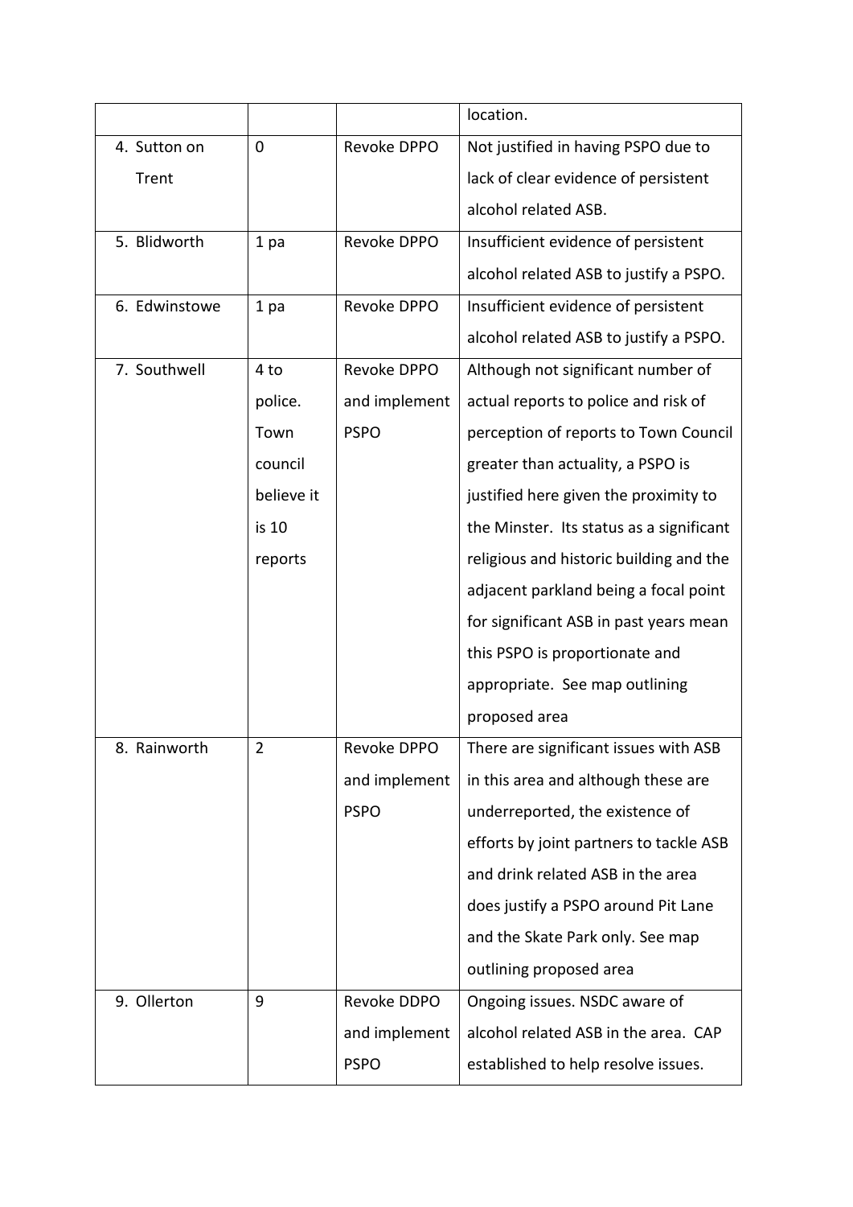|  |  |  | location. |
|---|---|---|---|
| 4. Sutton on Trent | 0 | Revoke DPPO | Not justified in having PSPO due to lack of clear evidence of persistent alcohol related ASB. |
| 5. Blidworth | 1 pa | Revoke DPPO | Insufficient evidence of persistent alcohol related ASB to justify a PSPO. |
| 6. Edwinstowe | 1 pa | Revoke DPPO | Insufficient evidence of persistent alcohol related ASB to justify a PSPO. |
| 7. Southwell | 4 to police. Town council believe it is 10 reports | Revoke DPPO and implement PSPO | Although not significant number of actual reports to police and risk of perception of reports to Town Council greater than actuality, a PSPO is justified here given the proximity to the Minster. Its status as a significant religious and historic building and the adjacent parkland being a focal point for significant ASB in past years mean this PSPO is proportionate and appropriate. See map outlining proposed area |
| 8. Rainworth | 2 | Revoke DPPO and implement PSPO | There are significant issues with ASB in this area and although these are underreported, the existence of efforts by joint partners to tackle ASB and drink related ASB in the area does justify a PSPO around Pit Lane and the Skate Park only. See map outlining proposed area |
| 9. Ollerton | 9 | Revoke DDPO and implement PSPO | Ongoing issues. NSDC aware of alcohol related ASB in the area. CAP established to help resolve issues. |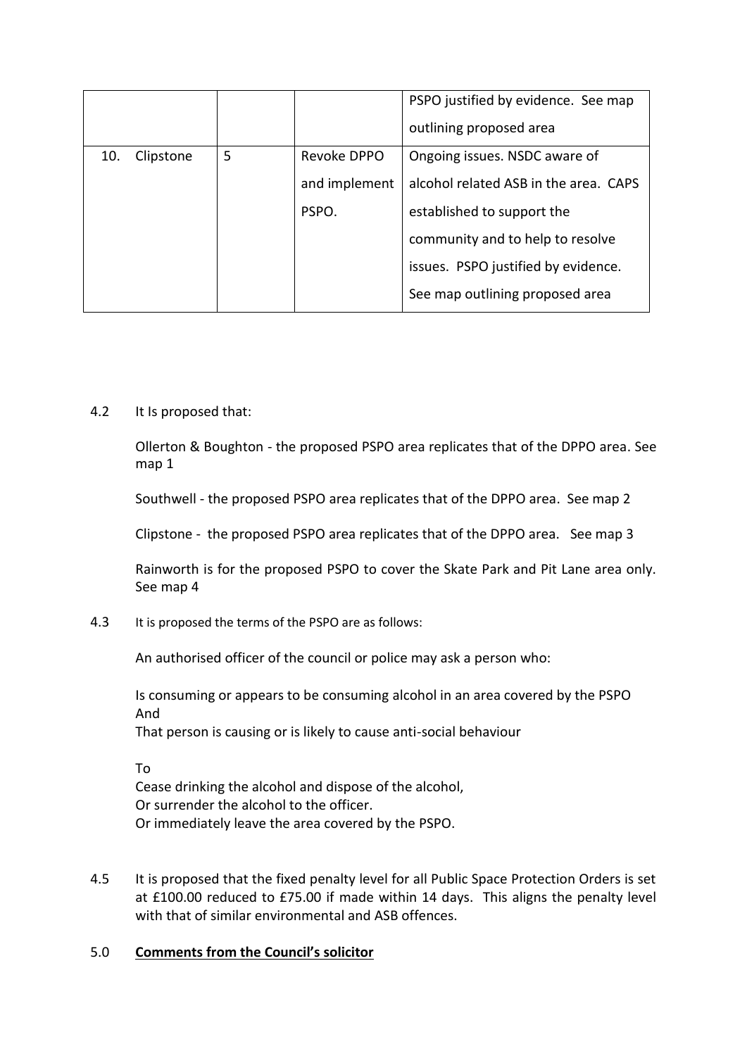|  |  |  |  | PSPO justified by evidence. See map outlining proposed area |
| --- | --- | --- | --- | --- |
| 10. | Clipstone | 5 | Revoke DPPO and implement PSPO. | Ongoing issues. NSDC aware of alcohol related ASB in the area. CAPS established to support the community and to help to resolve issues. PSPO justified by evidence. See map outlining proposed area |

4.2 It Is proposed that:

Ollerton & Boughton - the proposed PSPO area replicates that of the DPPO area. See map 1

Southwell - the proposed PSPO area replicates that of the DPPO area. See map 2

Clipstone - the proposed PSPO area replicates that of the DPPO area. See map 3

Rainworth is for the proposed PSPO to cover the Skate Park and Pit Lane area only. See map 4

4.3 It is proposed the terms of the PSPO are as follows:

An authorised officer of the council or police may ask a person who:

Is consuming or appears to be consuming alcohol in an area covered by the PSPO
And
That person is causing or is likely to cause anti-social behaviour

To
Cease drinking the alcohol and dispose of the alcohol,
Or surrender the alcohol to the officer.
Or immediately leave the area covered by the PSPO.

4.5 It is proposed that the fixed penalty level for all Public Space Protection Orders is set at £100.00 reduced to £75.00 if made within 14 days. This aligns the penalty level with that of similar environmental and ASB offences.

## 5.0 Comments from the Council's solicitor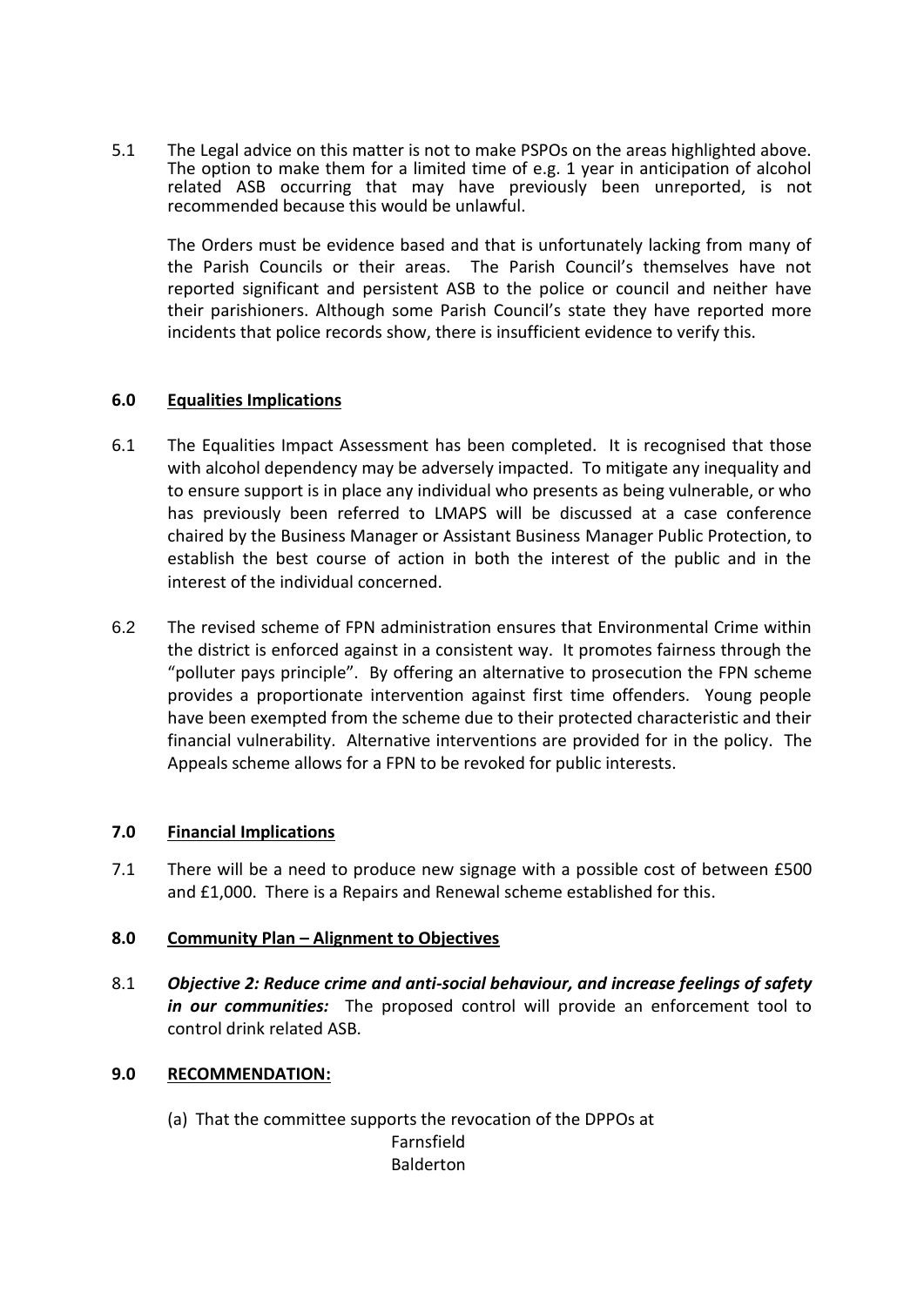5.1 The Legal advice on this matter is not to make PSPOs on the areas highlighted above. The option to make them for a limited time of e.g. 1 year in anticipation of alcohol related ASB occurring that may have previously been unreported, is not recommended because this would be unlawful.

The Orders must be evidence based and that is unfortunately lacking from many of the Parish Councils or their areas. The Parish Council's themselves have not reported significant and persistent ASB to the police or council and neither have their parishioners. Although some Parish Council's state they have reported more incidents that police records show, there is insufficient evidence to verify this.

## 6.0 Equalities Implications

6.1 The Equalities Impact Assessment has been completed. It is recognised that those with alcohol dependency may be adversely impacted. To mitigate any inequality and to ensure support is in place any individual who presents as being vulnerable, or who has previously been referred to LMAPS will be discussed at a case conference chaired by the Business Manager or Assistant Business Manager Public Protection, to establish the best course of action in both the interest of the public and in the interest of the individual concerned.

6.2 The revised scheme of FPN administration ensures that Environmental Crime within the district is enforced against in a consistent way. It promotes fairness through the "polluter pays principle". By offering an alternative to prosecution the FPN scheme provides a proportionate intervention against first time offenders. Young people have been exempted from the scheme due to their protected characteristic and their financial vulnerability. Alternative interventions are provided for in the policy. The Appeals scheme allows for a FPN to be revoked for public interests.

## 7.0 Financial Implications

7.1 There will be a need to produce new signage with a possible cost of between £500 and £1,000. There is a Repairs and Renewal scheme established for this.

## 8.0 Community Plan – Alignment to Objectives

8.1 ***Objective 2: Reduce crime and anti-social behaviour, and increase feelings of safety in our communities:*** The proposed control will provide an enforcement tool to control drink related ASB.

## 9.0 RECOMMENDATION:

(a) That the committee supports the revocation of the DPPOs at

Farnsfield
Balderton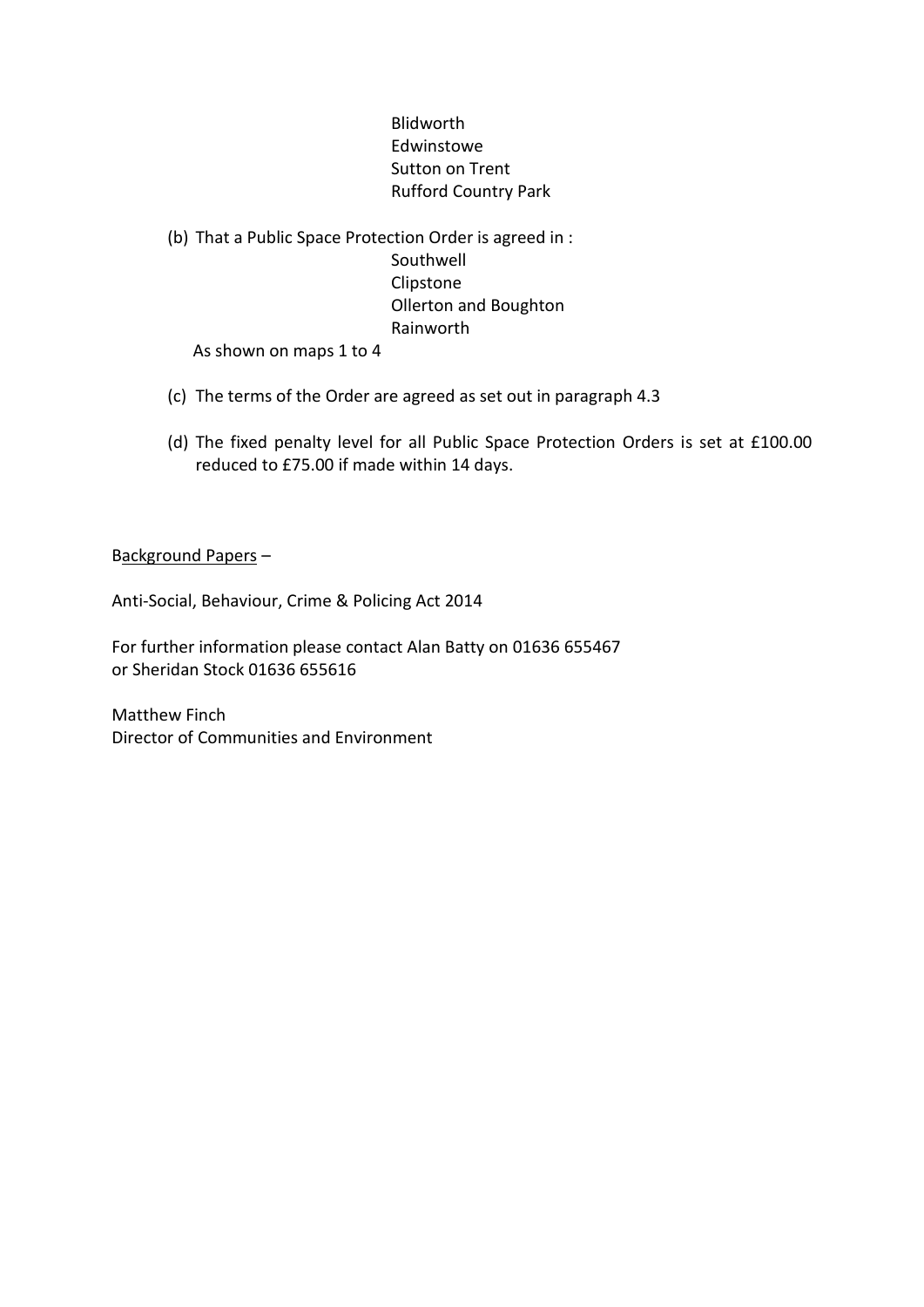Blidworth
Edwinstowe
Sutton on Trent
Rufford Country Park

(b) That a Public Space Protection Order is agreed in :

Southwell
Clipstone
Ollerton and Boughton
Rainworth

As shown on maps 1 to 4

(c) The terms of the Order are agreed as set out in paragraph 4.3

(d) The fixed penalty level for all Public Space Protection Orders is set at £100.00 reduced to £75.00 if made within 14 days.

Background Papers –

Anti-Social, Behaviour, Crime & Policing Act 2014

For further information please contact Alan Batty on 01636 655467
or Sheridan Stock 01636 655616

Matthew Finch
Director of Communities and Environment